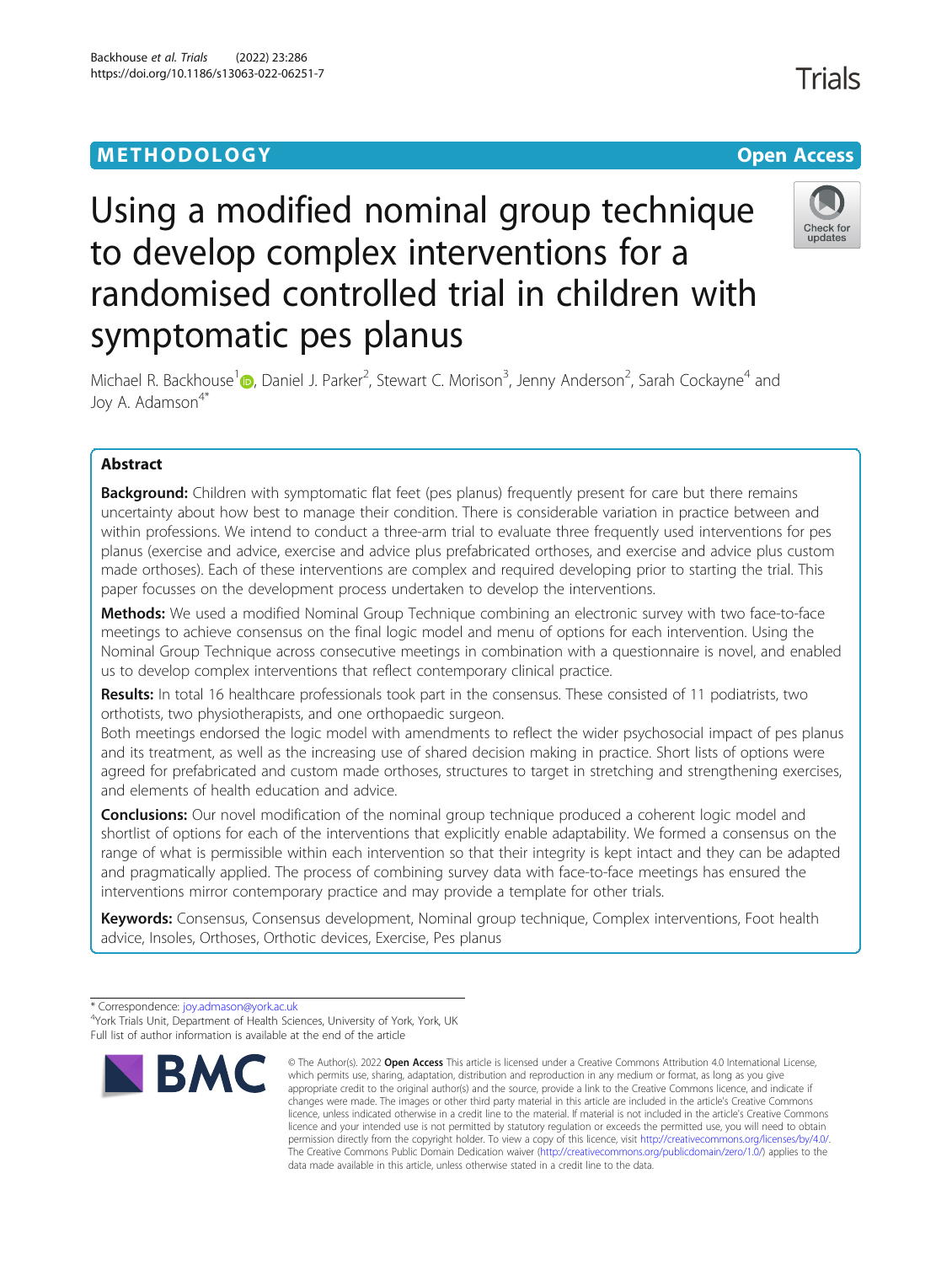METHODOLOGY

Open Access

# Using a modified nominal group technique to develop complex interventions for a randomised controlled trial in children with symptomatic pes planus

Michael R. Backhouse[1], Daniel J. Parker[2], Stewart C. Morison[3], Jenny Anderson[2], Sarah Cockayne[4] and Joy A. Adamson[4*]

## Abstract

**Background:** Children with symptomatic flat feet (pes planus) frequently present for care but there remains uncertainty about how best to manage their condition. There is considerable variation in practice between and within professions. We intend to conduct a three-arm trial to evaluate three frequently used interventions for pes planus (exercise and advice, exercise and advice plus prefabricated orthoses, and exercise and advice plus custom made orthoses). Each of these interventions are complex and required developing prior to starting the trial. This paper focusses on the development process undertaken to develop the interventions.

**Methods:** We used a modified Nominal Group Technique combining an electronic survey with two face-to-face meetings to achieve consensus on the final logic model and menu of options for each intervention. Using the Nominal Group Technique across consecutive meetings in combination with a questionnaire is novel, and enabled us to develop complex interventions that reflect contemporary clinical practice.

**Results:** In total 16 healthcare professionals took part in the consensus. These consisted of 11 podiatrists, two orthotists, two physiotherapists, and one orthopaedic surgeon.

Both meetings endorsed the logic model with amendments to reflect the wider psychosocial impact of pes planus and its treatment, as well as the increasing use of shared decision making in practice. Short lists of options were agreed for prefabricated and custom made orthoses, structures to target in stretching and strengthening exercises, and elements of health education and advice.

**Conclusions:** Our novel modification of the nominal group technique produced a coherent logic model and shortlist of options for each of the interventions that explicitly enable adaptability. We formed a consensus on the range of what is permissible within each intervention so that their integrity is kept intact and they can be adapted and pragmatically applied. The process of combining survey data with face-to-face meetings has ensured the interventions mirror contemporary practice and may provide a template for other trials.

**Keywords:** Consensus, Consensus development, Nominal group technique, Complex interventions, Foot health advice, Insoles, Orthoses, Orthotic devices, Exercise, Pes planus

---

* Correspondence: joy.admason@york.ac.uk
[4]York Trials Unit, Department of Health Sciences, University of York, York, UK
Full list of author information is available at the end of the article

© The Author(s). 2022 **Open Access** This article is licensed under a Creative Commons Attribution 4.0 International License, which permits use, sharing, adaptation, distribution and reproduction in any medium or format, as long as you give appropriate credit to the original author(s) and the source, provide a link to the Creative Commons licence, and indicate if changes were made. The images or other third party material in this article are included in the article's Creative Commons licence, unless indicated otherwise in a credit line to the material. If material is not included in the article's Creative Commons licence and your intended use is not permitted by statutory regulation or exceeds the permitted use, you will need to obtain permission directly from the copyright holder. To view a copy of this licence, visit http://creativecommons.org/licenses/by/4.0/. The Creative Commons Public Domain Dedication waiver (http://creativecommons.org/publicdomain/zero/1.0/) applies to the data made available in this article, unless otherwise stated in a credit line to the data.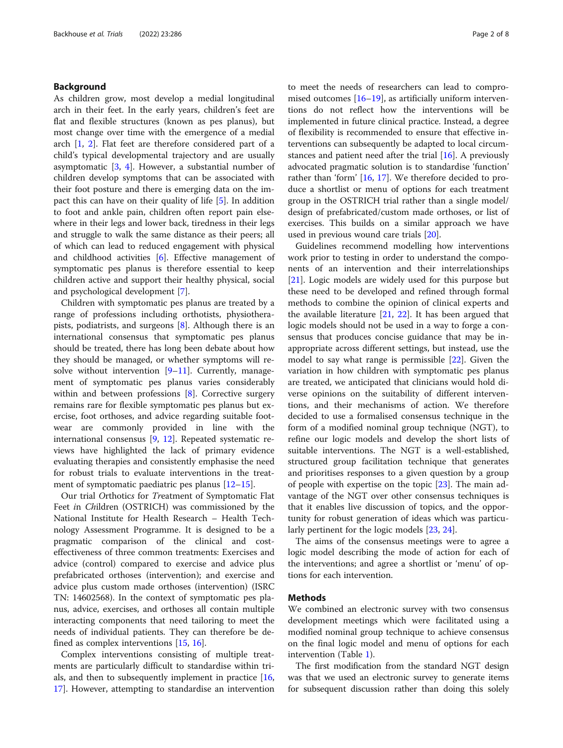## Background

As children grow, most develop a medial longitudinal arch in their feet. In the early years, children's feet are flat and flexible structures (known as pes planus), but most change over time with the emergence of a medial arch [1, 2]. Flat feet are therefore considered part of a child's typical developmental trajectory and are usually asymptomatic [3, 4]. However, a substantial number of children develop symptoms that can be associated with their foot posture and there is emerging data on the impact this can have on their quality of life [5]. In addition to foot and ankle pain, children often report pain elsewhere in their legs and lower back, tiredness in their legs and struggle to walk the same distance as their peers; all of which can lead to reduced engagement with physical and childhood activities [6]. Effective management of symptomatic pes planus is therefore essential to keep children active and support their healthy physical, social and psychological development [7].

Children with symptomatic pes planus are treated by a range of professions including orthotists, physiotherapists, podiatrists, and surgeons [8]. Although there is an international consensus that symptomatic pes planus should be treated, there has long been debate about how they should be managed, or whether symptoms will resolve without intervention [9–11]. Currently, management of symptomatic pes planus varies considerably within and between professions [8]. Corrective surgery remains rare for flexible symptomatic pes planus but exercise, foot orthoses, and advice regarding suitable footwear are commonly provided in line with the international consensus [9, 12]. Repeated systematic reviews have highlighted the lack of primary evidence evaluating therapies and consistently emphasise the need for robust trials to evaluate interventions in the treatment of symptomatic paediatric pes planus [12–15].

Our trial *O*rthotics for *Tr*eatment of Symptomatic Flat Feet *i*n *Ch*ildren (OSTRICH) was commissioned by the National Institute for Health Research – Health Technology Assessment Programme. It is designed to be a pragmatic comparison of the clinical and cost-effectiveness of three common treatments: Exercises and advice (control) compared to exercise and advice plus prefabricated orthoses (intervention); and exercise and advice plus custom made orthoses (intervention) (ISRCTN: 14602568). In the context of symptomatic pes planus, advice, exercises, and orthoses all contain multiple interacting components that need tailoring to meet the needs of individual patients. They can therefore be defined as complex interventions [15, 16].

Complex interventions consisting of multiple treatments are particularly difficult to standardise within trials, and then to subsequently implement in practice [16, 17]. However, attempting to standardise an intervention to meet the needs of researchers can lead to compromised outcomes [16–19], as artificially uniform interventions do not reflect how the interventions will be implemented in future clinical practice. Instead, a degree of flexibility is recommended to ensure that effective interventions can subsequently be adapted to local circumstances and patient need after the trial [16]. A previously advocated pragmatic solution is to standardise 'function' rather than 'form' [16, 17]. We therefore decided to produce a shortlist or menu of options for each treatment group in the OSTRICH trial rather than a single model/design of prefabricated/custom made orthoses, or list of exercises. This builds on a similar approach we have used in previous wound care trials [20].

Guidelines recommend modelling how interventions work prior to testing in order to understand the components of an intervention and their interrelationships [21]. Logic models are widely used for this purpose but these need to be developed and refined through formal methods to combine the opinion of clinical experts and the available literature [21, 22]. It has been argued that logic models should not be used in a way to forge a consensus that produces concise guidance that may be inappropriate across different settings, but instead, use the model to say what range is permissible [22]. Given the variation in how children with symptomatic pes planus are treated, we anticipated that clinicians would hold diverse opinions on the suitability of different interventions, and their mechanisms of action. We therefore decided to use a formalised consensus technique in the form of a modified nominal group technique (NGT), to refine our logic models and develop the short lists of suitable interventions. The NGT is a well-established, structured group facilitation technique that generates and prioritises responses to a given question by a group of people with expertise on the topic [23]. The main advantage of the NGT over other consensus techniques is that it enables live discussion of topics, and the opportunity for robust generation of ideas which was particularly pertinent for the logic models [23, 24].

The aims of the consensus meetings were to agree a logic model describing the mode of action for each of the interventions; and agree a shortlist or 'menu' of options for each intervention.

## Methods

We combined an electronic survey with two consensus development meetings which were facilitated using a modified nominal group technique to achieve consensus on the final logic model and menu of options for each intervention (Table 1).

The first modification from the standard NGT design was that we used an electronic survey to generate items for subsequent discussion rather than doing this solely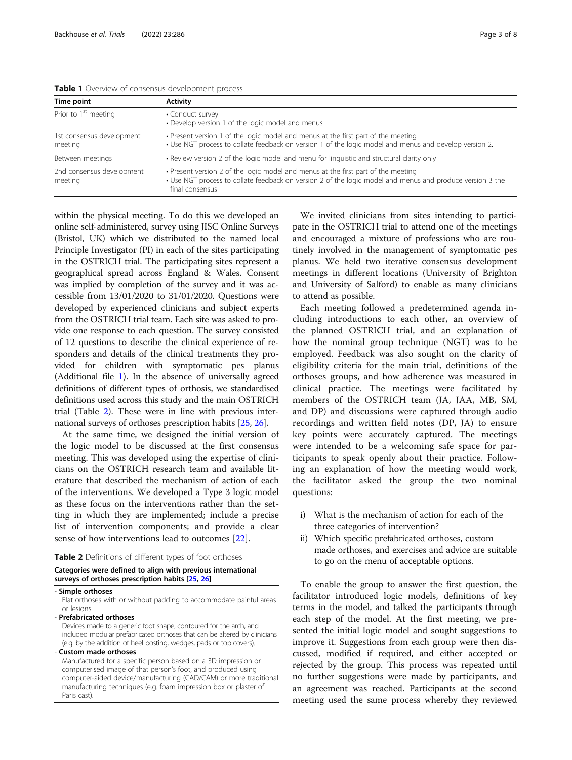**Table 1** Overview of consensus development process

| Time point | Activity |
| --- | --- |
| Prior to 1st meeting | • Conduct survey<br>• Develop version 1 of the logic model and menus |
| 1st consensus development meeting | • Present version 1 of the logic model and menus at the first part of the meeting<br>• Use NGT process to collate feedback on version 1 of the logic model and menus and develop version 2. |
| Between meetings | • Review version 2 of the logic model and menu for linguistic and structural clarity only |
| 2nd consensus development meeting | • Present version 2 of the logic model and menus at the first part of the meeting<br>• Use NGT process to collate feedback on version 2 of the logic model and menus and produce version 3 the final consensus |

within the physical meeting. To do this we developed an online self-administered, survey using JISC Online Surveys (Bristol, UK) which we distributed to the named local Principle Investigator (PI) in each of the sites participating in the OSTRICH trial. The participating sites represent a geographical spread across England & Wales. Consent was implied by completion of the survey and it was accessible from 13/01/2020 to 31/01/2020. Questions were developed by experienced clinicians and subject experts from the OSTRICH trial team. Each site was asked to provide one response to each question. The survey consisted of 12 questions to describe the clinical experience of responders and details of the clinical treatments they provided for children with symptomatic pes planus (Additional file 1). In the absence of universally agreed definitions of different types of orthosis, we standardised definitions used across this study and the main OSTRICH trial (Table 2). These were in line with previous international surveys of orthoses prescription habits [25, 26].

At the same time, we designed the initial version of the logic model to be discussed at the first consensus meeting. This was developed using the expertise of clinicians on the OSTRICH research team and available literature that described the mechanism of action of each of the interventions. We developed a Type 3 logic model as these focus on the interventions rather than the setting in which they are implemented; include a precise list of intervention components; and provide a clear sense of how interventions lead to outcomes [22].

**Table 2** Definitions of different types of foot orthoses

| Categories were defined to align with previous international surveys of orthoses prescription habits [25, 26] |
| --- |
| - **Simple orthoses**<br>Flat orthoses with or without padding to accommodate painful areas or lesions. |
| - **Prefabricated orthoses**<br>Devices made to a generic foot shape, contoured for the arch, and included modular prefabricated orthoses that can be altered by clinicians (e.g. by the addition of heel posting, wedges, pads or top covers). |
| - **Custom made orthoses**<br>Manufactured for a specific person based on a 3D impression or computerised image of that person's foot, and produced using computer-aided device/manufacturing (CAD/CAM) or more traditional manufacturing techniques (e.g. foam impression box or plaster of Paris cast). |

We invited clinicians from sites intending to participate in the OSTRICH trial to attend one of the meetings and encouraged a mixture of professions who are routinely involved in the management of symptomatic pes planus. We held two iterative consensus development meetings in different locations (University of Brighton and University of Salford) to enable as many clinicians to attend as possible.

Each meeting followed a predetermined agenda including introductions to each other, an overview of the planned OSTRICH trial, and an explanation of how the nominal group technique (NGT) was to be employed. Feedback was also sought on the clarity of eligibility criteria for the main trial, definitions of the orthoses groups, and how adherence was measured in clinical practice. The meetings were facilitated by members of the OSTRICH team (JA, JAA, MB, SM, and DP) and discussions were captured through audio recordings and written field notes (DP, JA) to ensure key points were accurately captured. The meetings were intended to be a welcoming safe space for participants to speak openly about their practice. Following an explanation of how the meeting would work, the facilitator asked the group the two nominal questions:

i) What is the mechanism of action for each of the three categories of intervention?
ii) Which specific prefabricated orthoses, custom made orthoses, and exercises and advice are suitable to go on the menu of acceptable options.

To enable the group to answer the first question, the facilitator introduced logic models, definitions of key terms in the model, and talked the participants through each step of the model. At the first meeting, we presented the initial logic model and sought suggestions to improve it. Suggestions from each group were then discussed, modified if required, and either accepted or rejected by the group. This process was repeated until no further suggestions were made by participants, and an agreement was reached. Participants at the second meeting used the same process whereby they reviewed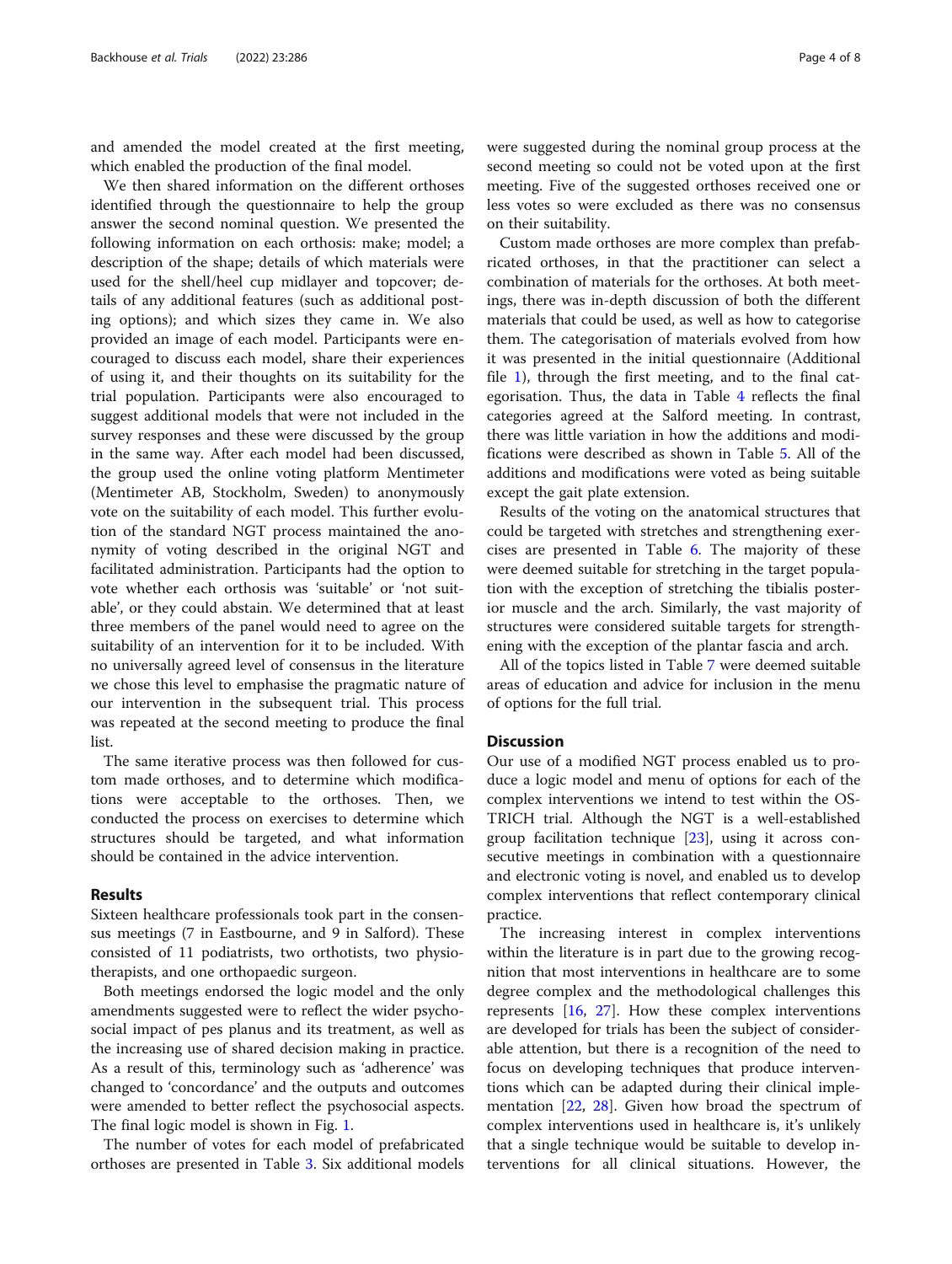and amended the model created at the first meeting, which enabled the production of the final model.

We then shared information on the different orthoses identified through the questionnaire to help the group answer the second nominal question. We presented the following information on each orthosis: make; model; a description of the shape; details of which materials were used for the shell/heel cup midlayer and topcover; details of any additional features (such as additional posting options); and which sizes they came in. We also provided an image of each model. Participants were encouraged to discuss each model, share their experiences of using it, and their thoughts on its suitability for the trial population. Participants were also encouraged to suggest additional models that were not included in the survey responses and these were discussed by the group in the same way. After each model had been discussed, the group used the online voting platform Mentimeter (Mentimeter AB, Stockholm, Sweden) to anonymously vote on the suitability of each model. This further evolution of the standard NGT process maintained the anonymity of voting described in the original NGT and facilitated administration. Participants had the option to vote whether each orthosis was 'suitable' or 'not suitable', or they could abstain. We determined that at least three members of the panel would need to agree on the suitability of an intervention for it to be included. With no universally agreed level of consensus in the literature we chose this level to emphasise the pragmatic nature of our intervention in the subsequent trial. This process was repeated at the second meeting to produce the final list.

The same iterative process was then followed for custom made orthoses, and to determine which modifications were acceptable to the orthoses. Then, we conducted the process on exercises to determine which structures should be targeted, and what information should be contained in the advice intervention.

## Results

Sixteen healthcare professionals took part in the consensus meetings (7 in Eastbourne, and 9 in Salford). These consisted of 11 podiatrists, two orthotists, two physiotherapists, and one orthopaedic surgeon.

Both meetings endorsed the logic model and the only amendments suggested were to reflect the wider psychosocial impact of pes planus and its treatment, as well as the increasing use of shared decision making in practice. As a result of this, terminology such as 'adherence' was changed to 'concordance' and the outputs and outcomes were amended to better reflect the psychosocial aspects. The final logic model is shown in Fig. 1.

The number of votes for each model of prefabricated orthoses are presented in Table 3. Six additional models were suggested during the nominal group process at the second meeting so could not be voted upon at the first meeting. Five of the suggested orthoses received one or less votes so were excluded as there was no consensus on their suitability.

Custom made orthoses are more complex than prefabricated orthoses, in that the practitioner can select a combination of materials for the orthoses. At both meetings, there was in-depth discussion of both the different materials that could be used, as well as how to categorise them. The categorisation of materials evolved from how it was presented in the initial questionnaire (Additional file 1), through the first meeting, and to the final categorisation. Thus, the data in Table 4 reflects the final categories agreed at the Salford meeting. In contrast, there was little variation in how the additions and modifications were described as shown in Table 5. All of the additions and modifications were voted as being suitable except the gait plate extension.

Results of the voting on the anatomical structures that could be targeted with stretches and strengthening exercises are presented in Table 6. The majority of these were deemed suitable for stretching in the target population with the exception of stretching the tibialis posterior muscle and the arch. Similarly, the vast majority of structures were considered suitable targets for strengthening with the exception of the plantar fascia and arch.

All of the topics listed in Table 7 were deemed suitable areas of education and advice for inclusion in the menu of options for the full trial.

## Discussion

Our use of a modified NGT process enabled us to produce a logic model and menu of options for each of the complex interventions we intend to test within the OSTRICH trial. Although the NGT is a well-established group facilitation technique [23], using it across consecutive meetings in combination with a questionnaire and electronic voting is novel, and enabled us to develop complex interventions that reflect contemporary clinical practice.

The increasing interest in complex interventions within the literature is in part due to the growing recognition that most interventions in healthcare are to some degree complex and the methodological challenges this represents [16, 27]. How these complex interventions are developed for trials has been the subject of considerable attention, but there is a recognition of the need to focus on developing techniques that produce interventions which can be adapted during their clinical implementation [22, 28]. Given how broad the spectrum of complex interventions used in healthcare is, it's unlikely that a single technique would be suitable to develop interventions for all clinical situations. However, the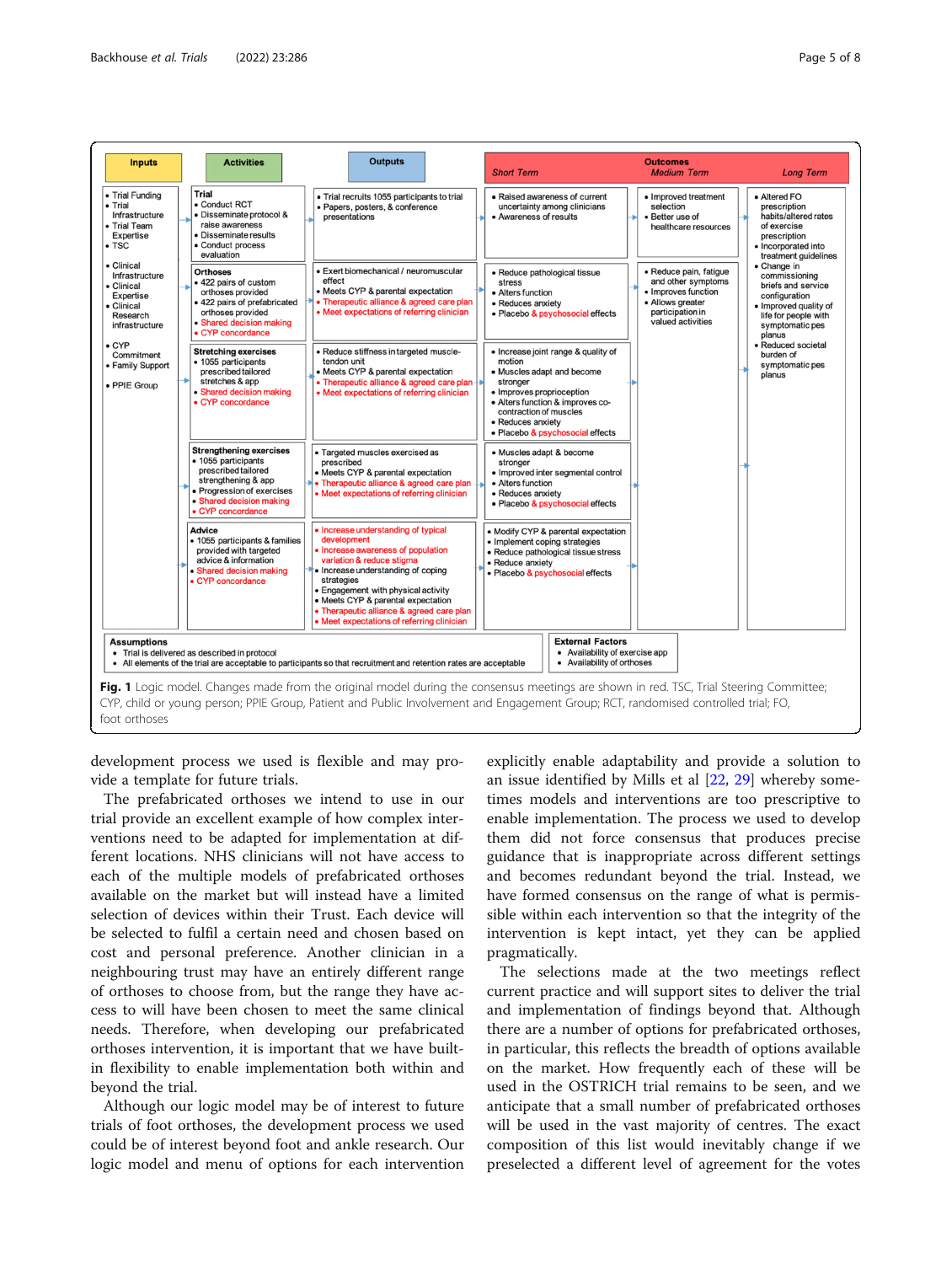| Inputs | Activities | Outputs | Outcomes: Short Term | Outcomes: Medium Term | Outcomes: Long Term |
| --- | --- | --- | --- | --- | --- |
| • Trial Funding<br>• Trial Infrastructure<br>• Trial Team Expertise<br>• TSC<br><br>• Clinical Infrastructure<br>• Clinical Expertise<br>• Clinical Research infrastructure<br><br>• CYP Commitment<br>• Family Support<br><br>• PPIE Group | **Trial**<br>• Conduct RCT<br>• Disseminate protocol & raise awareness<br>• Disseminate results<br>• Conduct process evaluation | • Trial recruits 1055 participants to trial<br>• Papers, posters, & conference presentations | • Raised awareness of current uncertainty among clinicians<br>• Awareness of results | • Improved treatment selection<br>• Better use of healthcare resources | • Altered FO prescription habits/altered rates of exercise prescription<br>• Incorporated into treatment guidelines<br>• Change in commissioning briefs and service configuration<br>• Improved quality of life for people with symptomatic pes planus<br>• Reduced societal burden of symptomatic pes planus |
| | **Orthoses**<br>• 422 pairs of custom orthoses provided<br>• 422 pairs of prefabricated orthoses provided<br>• Shared decision making<br>• CYP concordance | • Exert biomechanical / neuromuscular effect<br>• Meets CYP & parental expectation<br>• Therapeutic alliance & agreed care plan<br>• Meet expectations of referring clinician | • Reduce pathological tissue stress<br>• Alters function<br>• Reduces anxiety<br>• Placebo & psychosocial effects | • Reduce pain, fatigue and other symptoms<br>• Improves function<br>• Allows greater participation in valued activities | |
| | **Stretching exercises**<br>• 1055 participants prescribed tailored stretches & app<br>• Shared decision making<br>• CYP concordance | • Reduce stiffness in targeted muscle-tendon unit<br>• Meets CYP & parental expectation<br>• Therapeutic alliance & agreed care plan<br>• Meet expectations of referring clinician | • Increase joint range & quality of motion<br>• Muscles adapt and become stronger<br>• Improves proprioception<br>• Alters function & improves co-contraction of muscles<br>• Reduces anxiety<br>• Placebo & psychosocial effects | | |
| | **Strengthening exercises**<br>• 1055 participants prescribed tailored strengthening & app<br>• Progression of exercises<br>• Shared decision making<br>• CYP concordance | • Targeted muscles exercised as prescribed<br>• Meets CYP & parental expectation<br>• Therapeutic alliance & agreed care plan<br>• Meet expectations of referring clinician | • Muscles adapt & become stronger<br>• Improved inter segmental control<br>• Alters function<br>• Reduces anxiety<br>• Placebo & psychosocial effects | | |
| | **Advice**<br>• 1055 participants & families provided with targeted advice & information<br>• Shared decision making<br>• CYP concordance | • Increase understanding of typical development<br>• Increase awareness of population variation & reduce stigma<br>• Increase understanding of coping strategies<br>• Engagement with physical activity<br>• Meets CYP & parental expectation<br>• Therapeutic alliance & agreed care plan<br>• Meet expectations of referring clinician | • Modify CYP & parental expectation<br>• Implement coping strategies<br>• Reduce pathological tissue stress<br>• Reduce anxiety<br>• Placebo & psychosocial effects | | |

**Assumptions**
- Trial is delivered as described in protocol
- All elements of the trial are acceptable to participants so that recruitment and retention rates are acceptable

**External Factors**
- Availability of exercise app
- Availability of orthoses

**Fig. 1** Logic model. Changes made from the original model during the consensus meetings are shown in red. TSC, Trial Steering Committee; CYP, child or young person; PPIE Group, Patient and Public Involvement and Engagement Group; RCT, randomised controlled trial; FO, foot orthoses

development process we used is flexible and may provide a template for future trials.

The prefabricated orthoses we intend to use in our trial provide an excellent example of how complex interventions need to be adapted for implementation at different locations. NHS clinicians will not have access to each of the multiple models of prefabricated orthoses available on the market but will instead have a limited selection of devices within their Trust. Each device will be selected to fulfil a certain need and chosen based on cost and personal preference. Another clinician in a neighbouring trust may have an entirely different range of orthoses to choose from, but the range they have access to will have been chosen to meet the same clinical needs. Therefore, when developing our prefabricated orthoses intervention, it is important that we have built-in flexibility to enable implementation both within and beyond the trial.

Although our logic model may be of interest to future trials of foot orthoses, the development process we used could be of interest beyond foot and ankle research. Our logic model and menu of options for each intervention explicitly enable adaptability and provide a solution to an issue identified by Mills et al [22, 29] whereby sometimes models and interventions are too prescriptive to enable implementation. The process we used to develop them did not force consensus that produces precise guidance that is inappropriate across different settings and becomes redundant beyond the trial. Instead, we have formed consensus on the range of what is permissible within each intervention so that the integrity of the intervention is kept intact, yet they can be applied pragmatically.

The selections made at the two meetings reflect current practice and will support sites to deliver the trial and implementation of findings beyond that. Although there are a number of options for prefabricated orthoses, in particular, this reflects the breadth of options available on the market. How frequently each of these will be used in the OSTRICH trial remains to be seen, and we anticipate that a small number of prefabricated orthoses will be used in the vast majority of centres. The exact composition of this list would inevitably change if we preselected a different level of agreement for the votes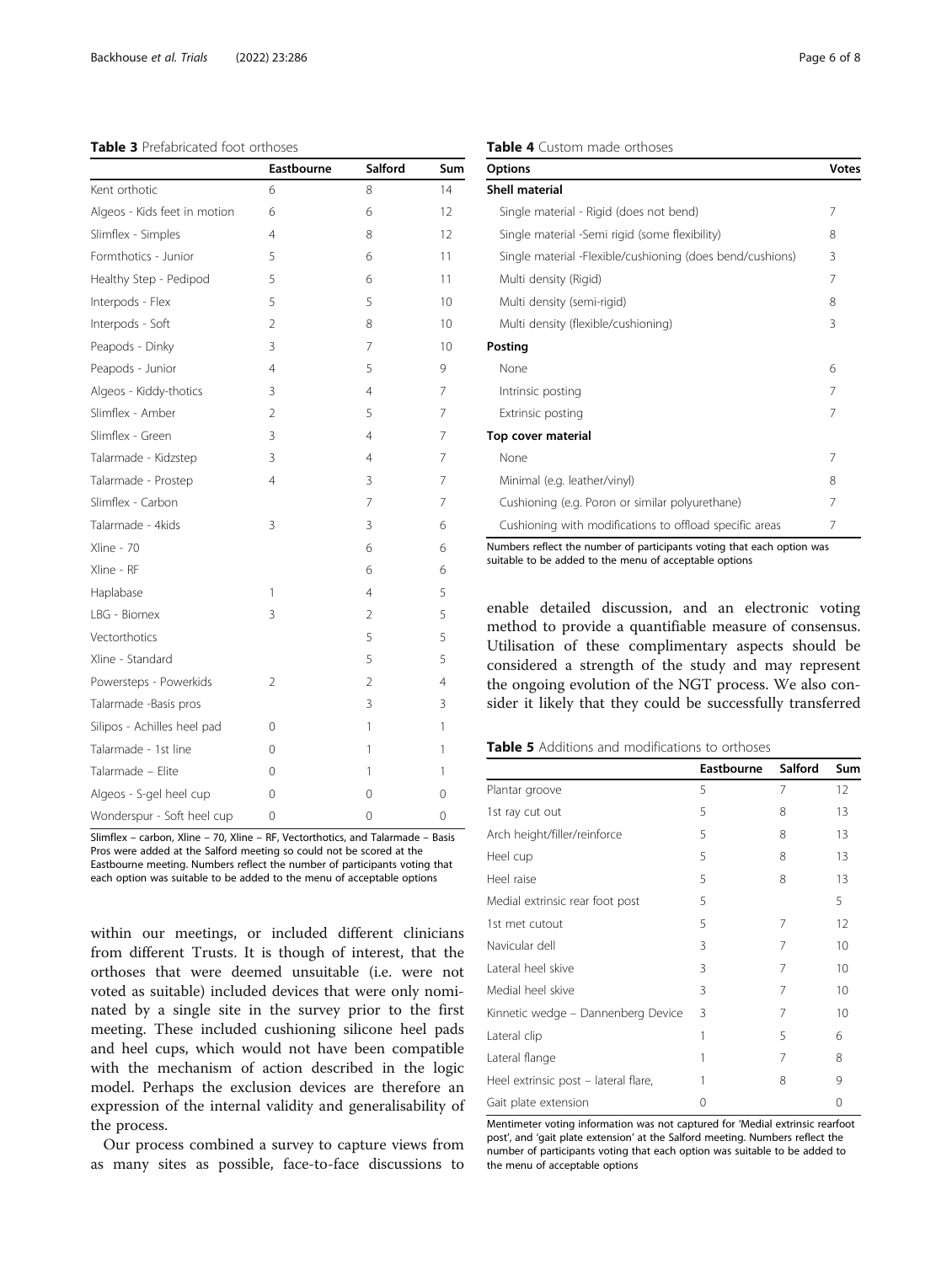**Table 3** Prefabricated foot orthoses

| | Eastbourne | Salford | Sum |
|---|---|---|---|
| Kent orthotic | 6 | 8 | 14 |
| Algeos - Kids feet in motion | 6 | 6 | 12 |
| Slimflex - Simples | 4 | 8 | 12 |
| Formthotics - Junior | 5 | 6 | 11 |
| Healthy Step - Pedipod | 5 | 6 | 11 |
| Interpods - Flex | 5 | 5 | 10 |
| Interpods - Soft | 2 | 8 | 10 |
| Peapods - Dinky | 3 | 7 | 10 |
| Peapods - Junior | 4 | 5 | 9 |
| Algeos - Kiddy-thotics | 3 | 4 | 7 |
| Slimflex - Amber | 2 | 5 | 7 |
| Slimflex - Green | 3 | 4 | 7 |
| Talarmade - Kidzstep | 3 | 4 | 7 |
| Talarmade - Prostep | 4 | 3 | 7 |
| Slimflex - Carbon | | 7 | 7 |
| Talarmade - 4kids | 3 | 3 | 6 |
| Xline - 70 | | 6 | 6 |
| Xline - RF | | 6 | 6 |
| Haplabase | 1 | 4 | 5 |
| LBG - Biomex | 3 | 2 | 5 |
| Vectorthotics | | 5 | 5 |
| Xline - Standard | | 5 | 5 |
| Powersteps - Powerkids | 2 | 2 | 4 |
| Talarmade -Basis pros | | 3 | 3 |
| Silipos - Achilles heel pad | 0 | 1 | 1 |
| Talarmade - 1st line | 0 | 1 | 1 |
| Talarmade – Elite | 0 | 1 | 1 |
| Algeos - S-gel heel cup | 0 | 0 | 0 |
| Wonderspur - Soft heel cup | 0 | 0 | 0 |

Slimflex – carbon, Xline – 70, Xline – RF, Vectorthotics, and Talarmade – Basis Pros were added at the Salford meeting so could not be scored at the Eastbourne meeting. Numbers reflect the number of participants voting that each option was suitable to be added to the menu of acceptable options

within our meetings, or included different clinicians from different Trusts. It is though of interest, that the orthoses that were deemed unsuitable (i.e. were not voted as suitable) included devices that were only nominated by a single site in the survey prior to the first meeting. These included cushioning silicone heel pads and heel cups, which would not have been compatible with the mechanism of action described in the logic model. Perhaps the exclusion devices are therefore an expression of the internal validity and generalisability of the process.

Our process combined a survey to capture views from as many sites as possible, face-to-face discussions to enable detailed discussion, and an electronic voting method to provide a quantifiable measure of consensus. Utilisation of these complimentary aspects should be considered a strength of the study and may represent the ongoing evolution of the NGT process. We also consider it likely that they could be successfully transferred

**Table 4** Custom made orthoses

| Options | Votes |
|---|---|
| **Shell material** | |
| Single material - Rigid (does not bend) | 7 |
| Single material -Semi rigid (some flexibility) | 8 |
| Single material -Flexible/cushioning (does bend/cushions) | 3 |
| Multi density (Rigid) | 7 |
| Multi density (semi-rigid) | 8 |
| Multi density (flexible/cushioning) | 3 |
| **Posting** | |
| None | 6 |
| Intrinsic posting | 7 |
| Extrinsic posting | 7 |
| **Top cover material** | |
| None | 7 |
| Minimal (e.g. leather/vinyl) | 8 |
| Cushioning (e.g. Poron or similar polyurethane) | 7 |
| Cushioning with modifications to offload specific areas | 7 |

Numbers reflect the number of participants voting that each option was suitable to be added to the menu of acceptable options

**Table 5** Additions and modifications to orthoses

| | Eastbourne | Salford | Sum |
|---|---|---|---|
| Plantar groove | 5 | 7 | 12 |
| 1st ray cut out | 5 | 8 | 13 |
| Arch height/filler/reinforce | 5 | 8 | 13 |
| Heel cup | 5 | 8 | 13 |
| Heel raise | 5 | 8 | 13 |
| Medial extrinsic rear foot post | 5 | | 5 |
| 1st met cutout | 5 | 7 | 12 |
| Navicular dell | 3 | 7 | 10 |
| Lateral heel skive | 3 | 7 | 10 |
| Medial heel skive | 3 | 7 | 10 |
| Kinnetic wedge – Dannenberg Device | 3 | 7 | 10 |
| Lateral clip | 1 | 5 | 6 |
| Lateral flange | 1 | 7 | 8 |
| Heel extrinsic post – lateral flare, | 1 | 8 | 9 |
| Gait plate extension | 0 | | 0 |

Mentimeter voting information was not captured for 'Medial extrinsic rearfoot post', and 'gait plate extension' at the Salford meeting. Numbers reflect the number of participants voting that each option was suitable to be added to the menu of acceptable options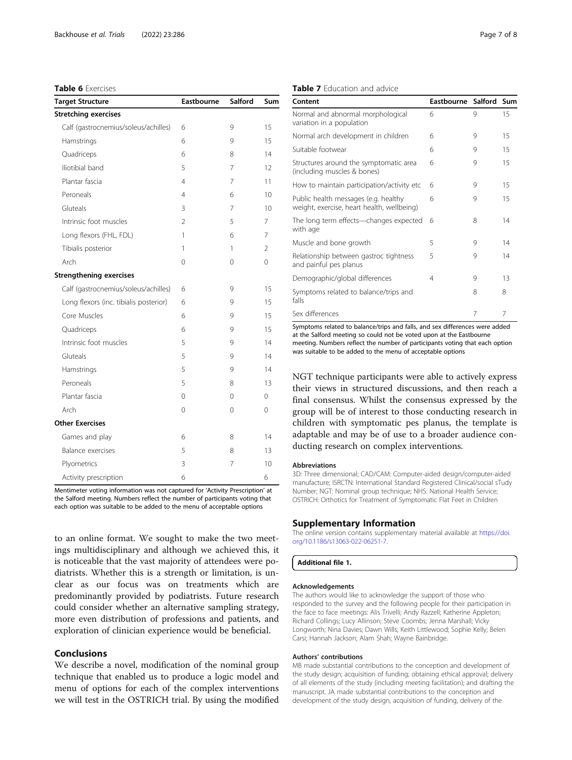**Table 6** Exercises

| Target Structure | Eastbourne | Salford | Sum |
|---|---|---|---|
| **Stretching exercises** | | | |
| Calf (gastrocnemius/soleus/achilles) | 6 | 9 | 15 |
| Hamstrings | 6 | 9 | 15 |
| Quadriceps | 6 | 8 | 14 |
| Iliotibial band | 5 | 7 | 12 |
| Plantar fascia | 4 | 7 | 11 |
| Peroneals | 4 | 6 | 10 |
| Gluteals | 3 | 7 | 10 |
| Intrinsic foot muscles | 2 | 5 | 7 |
| Long flexors (FHL, FDL) | 1 | 6 | 7 |
| Tibialis posterior | 1 | 1 | 2 |
| Arch | 0 | 0 | 0 |
| **Strengthening exercises** | | | |
| Calf (gastrocnemius/soleus/achilles) | 6 | 9 | 15 |
| Long flexors (inc. tibialis posterior) | 6 | 9 | 15 |
| Core Muscles | 6 | 9 | 15 |
| Quadriceps | 6 | 9 | 15 |
| Intrinsic foot muscles | 5 | 9 | 14 |
| Gluteals | 5 | 9 | 14 |
| Hamstrings | 5 | 9 | 14 |
| Peroneals | 5 | 8 | 13 |
| Plantar fascia | 0 | 0 | 0 |
| Arch | 0 | 0 | 0 |
| **Other Exercises** | | | |
| Games and play | 6 | 8 | 14 |
| Balance exercises | 5 | 8 | 13 |
| Plyometrics | 3 | 7 | 10 |
| Activity prescription | 6 | | 6 |

Mentimeter voting information was not captured for 'Activity Prescription' at the Salford meeting. Numbers reflect the number of participants voting that each option was suitable to be added to the menu of acceptable options

**Table 7** Education and advice

| Content | Eastbourne | Salford | Sum |
|---|---|---|---|
| Normal and abnormal morphological variation in a population | 6 | 9 | 15 |
| Normal arch development in children | 6 | 9 | 15 |
| Suitable footwear | 6 | 9 | 15 |
| Structures around the symptomatic area (including muscles & bones) | 6 | 9 | 15 |
| How to maintain participation/activity etc | 6 | 9 | 15 |
| Public health messages (e.g. healthy weight, exercise, heart health, wellbeing) | 6 | 9 | 15 |
| The long term effects—changes expected with age | 6 | 8 | 14 |
| Muscle and bone growth | 5 | 9 | 14 |
| Relationship between gastroc tightness and painful pes planus | 5 | 9 | 14 |
| Demographic/global differences | 4 | 9 | 13 |
| Symptoms related to balance/trips and falls | | 8 | 8 |
| Sex differences | | 7 | 7 |

Symptoms related to balance/trips and falls, and sex differences were added at the Salford meeting so could not be voted upon at the Eastbourne meeting. Numbers reflect the number of participants voting that each option was suitable to be added to the menu of acceptable options

to an online format. We sought to make the two meetings multidisciplinary and although we achieved this, it is noticeable that the vast majority of attendees were podiatrists. Whether this is a strength or limitation, is unclear as our focus was on treatments which are predominantly provided by podiatrists. Future research could consider whether an alternative sampling strategy, more even distribution of professions and patients, and exploration of clinician experience would be beneficial.

## Conclusions

We describe a novel, modification of the nominal group technique that enabled us to produce a logic model and menu of options for each of the complex interventions we will test in the OSTRICH trial. By using the modified NGT technique participants were able to actively express their views in structured discussions, and then reach a final consensus. Whilst the consensus expressed by the group will be of interest to those conducting research in children with symptomatic pes planus, the template is adaptable and may be of use to a broader audience conducting research on complex interventions.

#### Abbreviations

3D: Three dimensional; CAD/CAM: Computer-aided design/computer-aided manufacture; ISRCTN: International Standard Registered Clinical/social sTudy Number; NGT: Nominal group technique; NHS: National Health Service; OSTRICH: Orthotics for Treatment of Symptomatic Flat Feet in Children

## Supplementary Information

The online version contains supplementary material available at https://doi.org/10.1186/s13063-022-06251-7.

**Additional file 1.**

#### Acknowledgements

The authors would like to acknowledge the support of those who responded to the survey and the following people for their participation in the face to face meetings: Alis Trivelli; Andy Razzell; Katherine Appleton; Richard Collings; Lucy Allinson; Steve Coombs; Jenna Marshall; Vicky Longworth; Nina Davies; Dawn Wills; Keith Littlewood; Sophie Kelly; Belen Carsi; Hannah Jackson; Alam Shah; Wayne Bainbridge.

#### Authors' contributions

MB made substantial contributions to the conception and development of the study design; acquisition of funding; obtaining ethical approval; delivery of all elements of the study (including meeting facilitation); and drafting the manuscript. JA made substantial contributions to the conception and development of the study design, acquisition of funding, delivery of the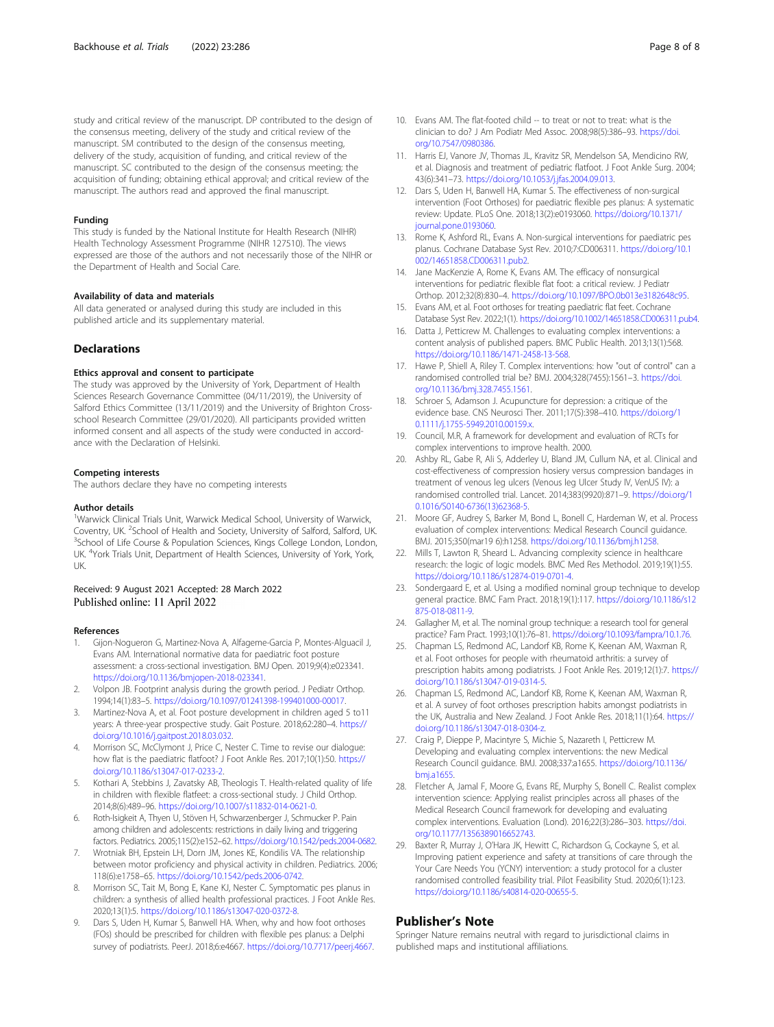study and critical review of the manuscript. DP contributed to the design of the consensus meeting, delivery of the study and critical review of the manuscript. SM contributed to the design of the consensus meeting, delivery of the study, acquisition of funding, and critical review of the manuscript. SC contributed to the design of the consensus meeting; the acquisition of funding; obtaining ethical approval; and critical review of the manuscript. The authors read and approved the final manuscript.

### Funding

This study is funded by the National Institute for Health Research (NIHR) Health Technology Assessment Programme (NIHR 127510). The views expressed are those of the authors and not necessarily those of the NIHR or the Department of Health and Social Care.

### Availability of data and materials

All data generated or analysed during this study are included in this published article and its supplementary material.

## Declarations

### Ethics approval and consent to participate

The study was approved by the University of York, Department of Health Sciences Research Governance Committee (04/11/2019), the University of Salford Ethics Committee (13/11/2019) and the University of Brighton Cross-school Research Committee (29/01/2020). All participants provided written informed consent and all aspects of the study were conducted in accordance with the Declaration of Helsinki.

### Competing interests

The authors declare they have no competing interests

### Author details

[1]Warwick Clinical Trials Unit, Warwick Medical School, University of Warwick, Coventry, UK. [2]School of Health and Society, University of Salford, Salford, UK. [3]School of Life Course & Population Sciences, Kings College London, London, UK. [4]York Trials Unit, Department of Health Sciences, University of York, York, UK.

Received: 9 August 2021 Accepted: 28 March 2022
Published online: 11 April 2022

### References

1. Gijon-Nogueron G, Martinez-Nova A, Alfageme-Garcia P, Montes-Alguacil J, Evans AM. International normative data for paediatric foot posture assessment: a cross-sectional investigation. BMJ Open. 2019;9(4):e023341. https://doi.org/10.1136/bmjopen-2018-023341.
2. Volpon JB. Footprint analysis during the growth period. J Pediatr Orthop. 1994;14(1):83–5. https://doi.org/10.1097/01241398-199401000-00017.
3. Martinez-Nova A, et al. Foot posture development in children aged 5 to11 years: A three-year prospective study. Gait Posture. 2018;62:280–4. https://doi.org/10.1016/j.gaitpost.2018.03.032.
4. Morrison SC, McClymont J, Price C, Nester C. Time to revise our dialogue: how flat is the paediatric flatfoot? J Foot Ankle Res. 2017;10(1):50. https://doi.org/10.1186/s13047-017-0233-2.
5. Kothari A, Stebbins J, Zavatsky AB, Theologis T. Health-related quality of life in children with flexible flatfeet: a cross-sectional study. J Child Orthop. 2014;8(6):489–96. https://doi.org/10.1007/s11832-014-0621-0.
6. Roth-Isigkeit A, Thyen U, Stöven H, Schwarzenberger J, Schmucker P. Pain among children and adolescents: restrictions in daily living and triggering factors. Pediatrics. 2005;115(2):e152–62. https://doi.org/10.1542/peds.2004-0682.
7. Wrotniak BH, Epstein LH, Dorn JM, Jones KE, Kondilis VA. The relationship between motor proficiency and physical activity in children. Pediatrics. 2006;118(6):e1758–65. https://doi.org/10.1542/peds.2006-0742.
8. Morrison SC, Tait M, Bong E, Kane KJ, Nester C. Symptomatic pes planus in children: a synthesis of allied health professional practices. J Foot Ankle Res. 2020;13(1):5. https://doi.org/10.1186/s13047-020-0372-8.
9. Dars S, Uden H, Kumar S, Banwell HA. When, why and how foot orthoses (FOs) should be prescribed for children with flexible pes planus: a Delphi survey of podiatrists. PeerJ. 2018;6:e4667. https://doi.org/10.7717/peerj.4667.
10. Evans AM. The flat-footed child -- to treat or not to treat: what is the clinician to do? J Am Podiatr Med Assoc. 2008;98(5):386–93. https://doi.org/10.7547/0980386.
11. Harris EJ, Vanore JV, Thomas JL, Kravitz SR, Mendelson SA, Mendicino RW, et al. Diagnosis and treatment of pediatric flatfoot. J Foot Ankle Surg. 2004;43(6):341–73. https://doi.org/10.1053/j.jfas.2004.09.013.
12. Dars S, Uden H, Banwell HA, Kumar S. The effectiveness of non-surgical intervention (Foot Orthoses) for paediatric flexible pes planus: A systematic review: Update. PLoS One. 2018;13(2):e0193060. https://doi.org/10.1371/journal.pone.0193060.
13. Rome K, Ashford RL, Evans A. Non-surgical interventions for paediatric pes planus. Cochrane Database Syst Rev. 2010;7:CD006311. https://doi.org/10.1002/14651858.CD006311.pub2.
14. Jane MacKenzie A, Rome K, Evans AM. The efficacy of nonsurgical interventions for pediatric flexible flat foot: a critical review. J Pediatr Orthop. 2012;32(8):830–4. https://doi.org/10.1097/BPO.0b013e3182648c95.
15. Evans AM, et al. Foot orthoses for treating paediatric flat feet. Cochrane Database Syst Rev. 2022;1(1). https://doi.org/10.1002/14651858.CD006311.pub4.
16. Datta J, Petticrew M. Challenges to evaluating complex interventions: a content analysis of published papers. BMC Public Health. 2013;13(1):568. https://doi.org/10.1186/1471-2458-13-568.
17. Hawe P, Shiell A, Riley T. Complex interventions: how "out of control" can a randomised controlled trial be? BMJ. 2004;328(7455):1561–3. https://doi.org/10.1136/bmj.328.7455.1561.
18. Schroer S, Adamson J. Acupuncture for depression: a critique of the evidence base. CNS Neurosci Ther. 2011;17(5):398–410. https://doi.org/10.1111/j.1755-5949.2010.00159.x.
19. Council, M.R, A framework for development and evaluation of RCTs for complex interventions to improve health. 2000.
20. Ashby RL, Gabe R, Ali S, Adderley U, Bland JM, Cullum NA, et al. Clinical and cost-effectiveness of compression hosiery versus compression bandages in treatment of venous leg ulcers (Venous leg Ulcer Study IV, VenUS IV): a randomised controlled trial. Lancet. 2014;383(9920):871–9. https://doi.org/10.1016/S0140-6736(13)62368-5.
21. Moore GF, Audrey S, Barker M, Bond L, Bonell C, Hardeman W, et al. Process evaluation of complex interventions: Medical Research Council guidance. BMJ. 2015;350(mar19 6):h1258. https://doi.org/10.1136/bmj.h1258.
22. Mills T, Lawton R, Sheard L. Advancing complexity science in healthcare research: the logic of logic models. BMC Med Res Methodol. 2019;19(1):55. https://doi.org/10.1186/s12874-019-0701-4.
23. Sondergaard E, et al. Using a modified nominal group technique to develop general practice. BMC Fam Pract. 2018;19(1):117. https://doi.org/10.1186/s12875-018-0811-9.
24. Gallagher M, et al. The nominal group technique: a research tool for general practice? Fam Pract. 1993;10(1):76–81. https://doi.org/10.1093/fampra/10.1.76.
25. Chapman LS, Redmond AC, Landorf KB, Rome K, Keenan AM, Waxman R, et al. Foot orthoses for people with rheumatoid arthritis: a survey of prescription habits among podiatrists. J Foot Ankle Res. 2019;12(1):7. https://doi.org/10.1186/s13047-019-0314-5.
26. Chapman LS, Redmond AC, Landorf KB, Rome K, Keenan AM, Waxman R, et al. A survey of foot orthoses prescription habits amongst podiatrists in the UK, Australia and New Zealand. J Foot Ankle Res. 2018;11(1):64. https://doi.org/10.1186/s13047-018-0304-z.
27. Craig P, Dieppe P, Macintyre S, Michie S, Nazareth I, Petticrew M. Developing and evaluating complex interventions: the new Medical Research Council guidance. BMJ. 2008;337:a1655. https://doi.org/10.1136/bmj.a1655.
28. Fletcher A, Jamal F, Moore G, Evans RE, Murphy S, Bonell C. Realist complex intervention science: Applying realist principles across all phases of the Medical Research Council framework for developing and evaluating complex interventions. Evaluation (Lond). 2016;22(3):286–303. https://doi.org/10.1177/1356389016652743.
29. Baxter R, Murray J, O'Hara JK, Hewitt C, Richardson G, Cockayne S, et al. Improving patient experience and safety at transitions of care through the Your Care Needs You (YCNY) intervention: a study protocol for a cluster randomised controlled feasibility trial. Pilot Feasibility Stud. 2020;6(1):123. https://doi.org/10.1186/s40814-020-00655-5.

## Publisher's Note

Springer Nature remains neutral with regard to jurisdictional claims in published maps and institutional affiliations.